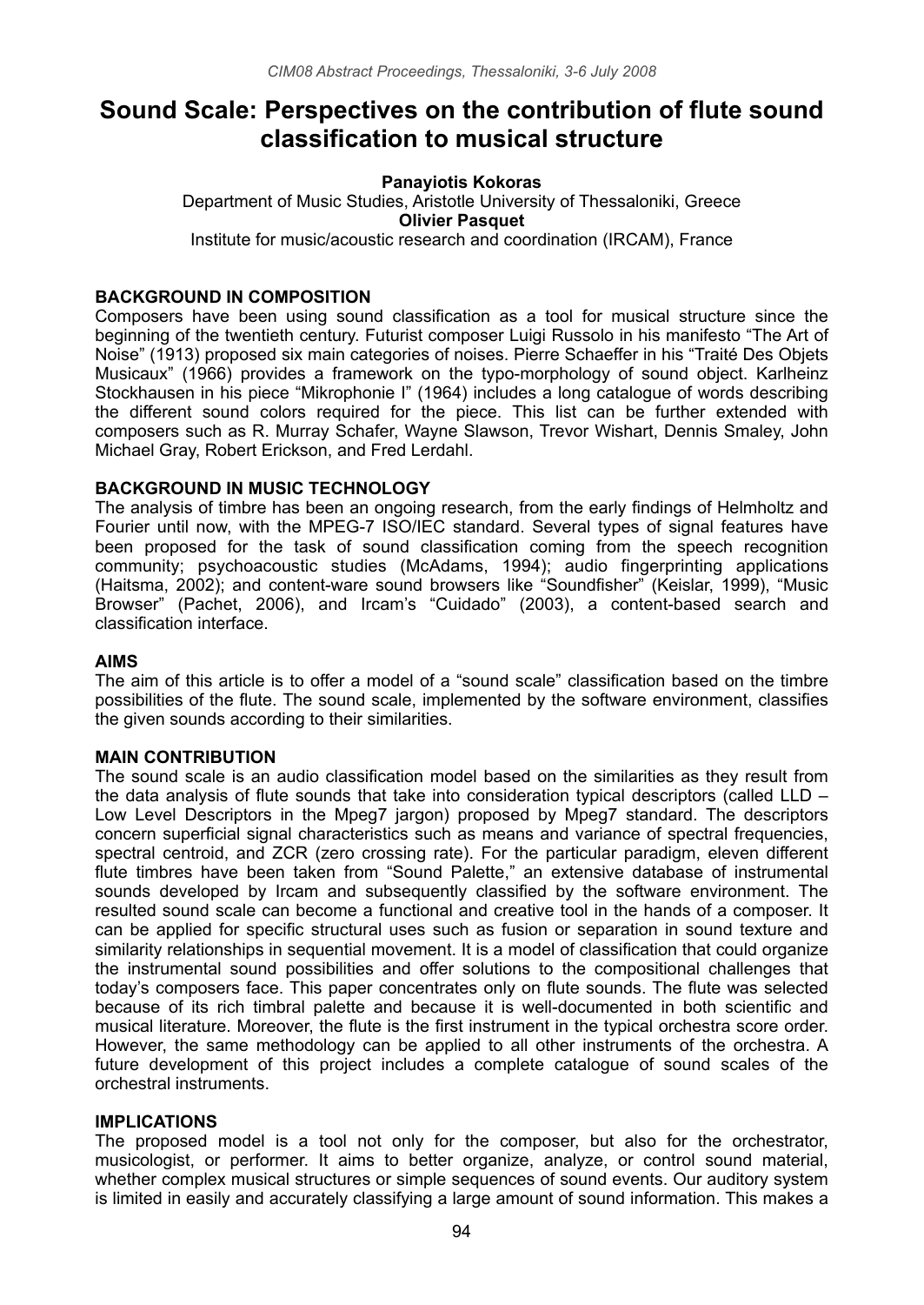# Sound Scale: Perspectives on the contribution of flute sound classification to musical structure

**Panayiotis Kokoras**
Department of Music Studies, Aristotle University of Thessaloniki, Greece
**Olivier Pasquet**
Institute for music/acoustic research and coordination (IRCAM), France

## BACKGROUND IN COMPOSITION

Composers have been using sound classification as a tool for musical structure since the beginning of the twentieth century. Futurist composer Luigi Russolo in his manifesto "The Art of Noise" (1913) proposed six main categories of noises. Pierre Schaeffer in his "Traité Des Objets Musicaux" (1966) provides a framework on the typo-morphology of sound object. Karlheinz Stockhausen in his piece "Mikrophonie I" (1964) includes a long catalogue of words describing the different sound colors required for the piece. This list can be further extended with composers such as R. Murray Schafer, Wayne Slawson, Trevor Wishart, Dennis Smaley, John Michael Gray, Robert Erickson, and Fred Lerdahl.

## BACKGROUND IN MUSIC TECHNOLOGY

The analysis of timbre has been an ongoing research, from the early findings of Helmholtz and Fourier until now, with the MPEG-7 ISO/IEC standard. Several types of signal features have been proposed for the task of sound classification coming from the speech recognition community; psychoacoustic studies (McAdams, 1994); audio fingerprinting applications (Haitsma, 2002); and content-ware sound browsers like "Soundfisher" (Keislar, 1999), "Music Browser" (Pachet, 2006), and Ircam's "Cuidado" (2003), a content-based search and classification interface.

## AIMS

The aim of this article is to offer a model of a "sound scale" classification based on the timbre possibilities of the flute. The sound scale, implemented by the software environment, classifies the given sounds according to their similarities.

## MAIN CONTRIBUTION

The sound scale is an audio classification model based on the similarities as they result from the data analysis of flute sounds that take into consideration typical descriptors (called LLD – Low Level Descriptors in the Mpeg7 jargon) proposed by Mpeg7 standard. The descriptors concern superficial signal characteristics such as means and variance of spectral frequencies, spectral centroid, and ZCR (zero crossing rate). For the particular paradigm, eleven different flute timbres have been taken from "Sound Palette," an extensive database of instrumental sounds developed by Ircam and subsequently classified by the software environment. The resulted sound scale can become a functional and creative tool in the hands of a composer. It can be applied for specific structural uses such as fusion or separation in sound texture and similarity relationships in sequential movement. It is a model of classification that could organize the instrumental sound possibilities and offer solutions to the compositional challenges that today's composers face. This paper concentrates only on flute sounds. The flute was selected because of its rich timbral palette and because it is well-documented in both scientific and musical literature. Moreover, the flute is the first instrument in the typical orchestra score order. However, the same methodology can be applied to all other instruments of the orchestra. A future development of this project includes a complete catalogue of sound scales of the orchestral instruments.

## IMPLICATIONS

The proposed model is a tool not only for the composer, but also for the orchestrator, musicologist, or performer. It aims to better organize, analyze, or control sound material, whether complex musical structures or simple sequences of sound events. Our auditory system is limited in easily and accurately classifying a large amount of sound information. This makes a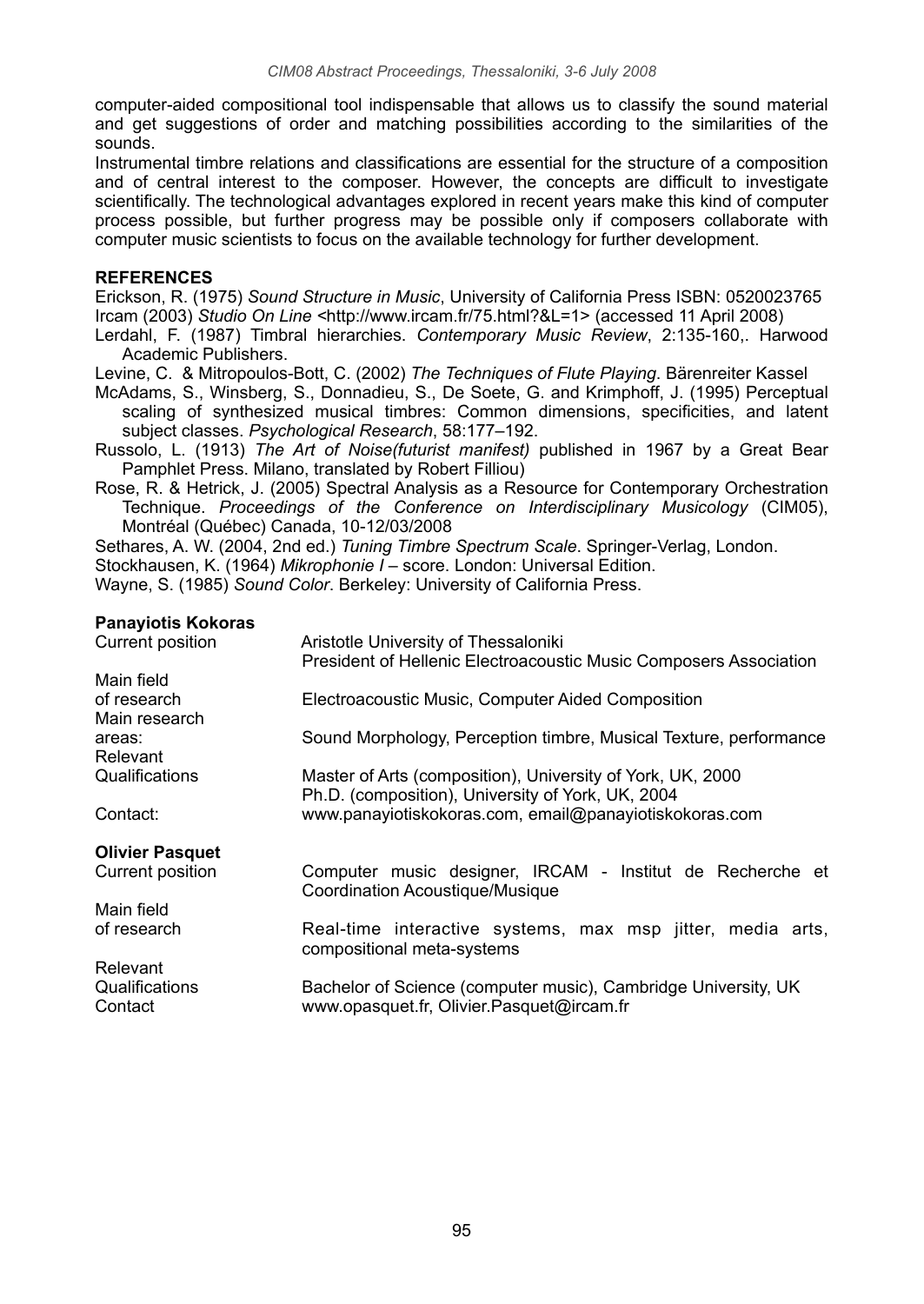computer-aided compositional tool indispensable that allows us to classify the sound material and get suggestions of order and matching possibilities according to the similarities of the sounds.

Instrumental timbre relations and classifications are essential for the structure of a composition and of central interest to the composer. However, the concepts are difficult to investigate scientifically. The technological advantages explored in recent years make this kind of computer process possible, but further progress may be possible only if composers collaborate with computer music scientists to focus on the available technology for further development.

**REFERENCES**

Erickson, R. (1975) *Sound Structure in Music*, University of California Press ISBN: 0520023765

Ircam (2003) *Studio On Line* <http://www.ircam.fr/75.html?&L=1> (accessed 11 April 2008)

Lerdahl, F. (1987) Timbral hierarchies. *Contemporary Music Review*, 2:135-160,. Harwood Academic Publishers.

Levine, C. & Mitropoulos-Bott, C. (2002) *The Techniques of Flute Playing*. Bärenreiter Kassel

McAdams, S., Winsberg, S., Donnadieu, S., De Soete, G. and Krimphoff, J. (1995) Perceptual scaling of synthesized musical timbres: Common dimensions, specificities, and latent subject classes. *Psychological Research*, 58:177–192.

Russolo, L. (1913) *The Art of Noise(futurist manifest)* published in 1967 by a Great Bear Pamphlet Press. Milano, translated by Robert Filliou)

Rose, R. & Hetrick, J. (2005) Spectral Analysis as a Resource for Contemporary Orchestration Technique. *Proceedings of the Conference on Interdisciplinary Musicology* (CIM05), Montréal (Québec) Canada, 10-12/03/2008

Sethares, A. W. (2004, 2nd ed.) *Tuning Timbre Spectrum Scale*. Springer-Verlag, London.

Stockhausen, K. (1964) *Mikrophonie I* – score. London: Universal Edition.

Wayne, S. (1985) *Sound Color*. Berkeley: University of California Press.

**Panayiotis Kokoras**

| | |
|---|---|
| Current position | Aristotle University of Thessaloniki<br>President of Hellenic Electroacoustic Music Composers Association |
| Main field of research | Electroacoustic Music, Computer Aided Composition |
| Main research areas: | Sound Morphology, Perception timbre, Musical Texture, performance |
| Relevant Qualifications | Master of Arts (composition), University of York, UK, 2000<br>Ph.D. (composition), University of York, UK, 2004 |
| Contact: | www.panayiotiskokoras.com, email@panayiotiskokoras.com |

**Olivier Pasquet**

| | |
|---|---|
| Current position | Computer music designer, IRCAM - Institut de Recherche et Coordination Acoustique/Musique |
| Main field of research | Real-time interactive systems, max msp jitter, media arts, compositional meta-systems |
| Relevant Qualifications | Bachelor of Science (computer music), Cambridge University, UK |
| Contact | www.opasquet.fr, Olivier.Pasquet@ircam.fr |